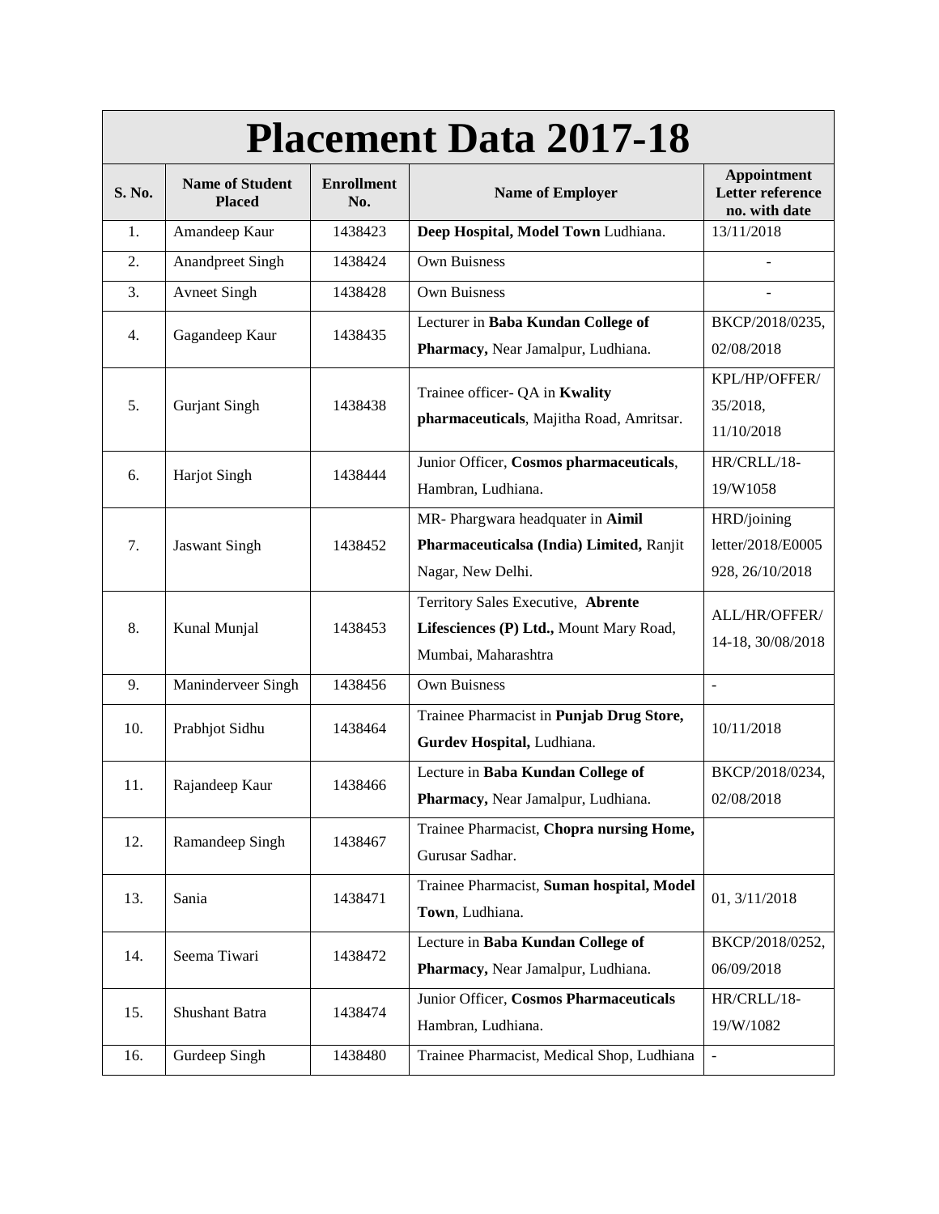# Placement Data 2017-18

| S. No. | Name of Student Placed | Enrollment No. | Name of Employer | Appointment Letter reference no. with date |
|---|---|---|---|---|
| 1. | Amandeep Kaur | 1438423 | **Deep Hospital, Model Town** Ludhiana. | 13/11/2018 |
| 2. | Anandpreet Singh | 1438424 | Own Buisness | - |
| 3. | Avneet Singh | 1438428 | Own Buisness | - |
| 4. | Gagandeep Kaur | 1438435 | Lecturer in **Baba Kundan College of Pharmacy,** Near Jamalpur, Ludhiana. | BKCP/2018/0235, 02/08/2018 |
| 5. | Gurjant Singh | 1438438 | Trainee officer- QA in **Kwality pharmaceuticals**, Majitha Road, Amritsar. | KPL/HP/OFFER/ 35/2018, 11/10/2018 |
| 6. | Harjot Singh | 1438444 | Junior Officer, **Cosmos pharmaceuticals**, Hambran, Ludhiana. | HR/CRLL/18-19/W1058 |
| 7. | Jaswant Singh | 1438452 | MR- Phargwara headquater in **Aimil Pharmaceuticalsa (India) Limited,** Ranjit Nagar, New Delhi. | HRD/joining letter/2018/E0005 928, 26/10/2018 |
| 8. | Kunal Munjal | 1438453 | Territory Sales Executive, **Abrente Lifesciences (P) Ltd.,** Mount Mary Road, Mumbai, Maharashtra | ALL/HR/OFFER/ 14-18, 30/08/2018 |
| 9. | Maninderveer Singh | 1438456 | Own Buisness | - |
| 10. | Prabhjot Sidhu | 1438464 | Trainee Pharmacist in **Punjab Drug Store, Gurdev Hospital,** Ludhiana. | 10/11/2018 |
| 11. | Rajandeep Kaur | 1438466 | Lecture in **Baba Kundan College of Pharmacy,** Near Jamalpur, Ludhiana. | BKCP/2018/0234, 02/08/2018 |
| 12. | Ramandeep Singh | 1438467 | Trainee Pharmacist, **Chopra nursing Home,** Gurusar Sadhar. | |
| 13. | Sania | 1438471 | Trainee Pharmacist, **Suman hospital, Model Town**, Ludhiana. | 01, 3/11/2018 |
| 14. | Seema Tiwari | 1438472 | Lecture in **Baba Kundan College of Pharmacy,** Near Jamalpur, Ludhiana. | BKCP/2018/0252, 06/09/2018 |
| 15. | Shushant Batra | 1438474 | Junior Officer, **Cosmos Pharmaceuticals** Hambran, Ludhiana. | HR/CRLL/18-19/W/1082 |
| 16. | Gurdeep Singh | 1438480 | Trainee Pharmacist, Medical Shop, Ludhiana | - |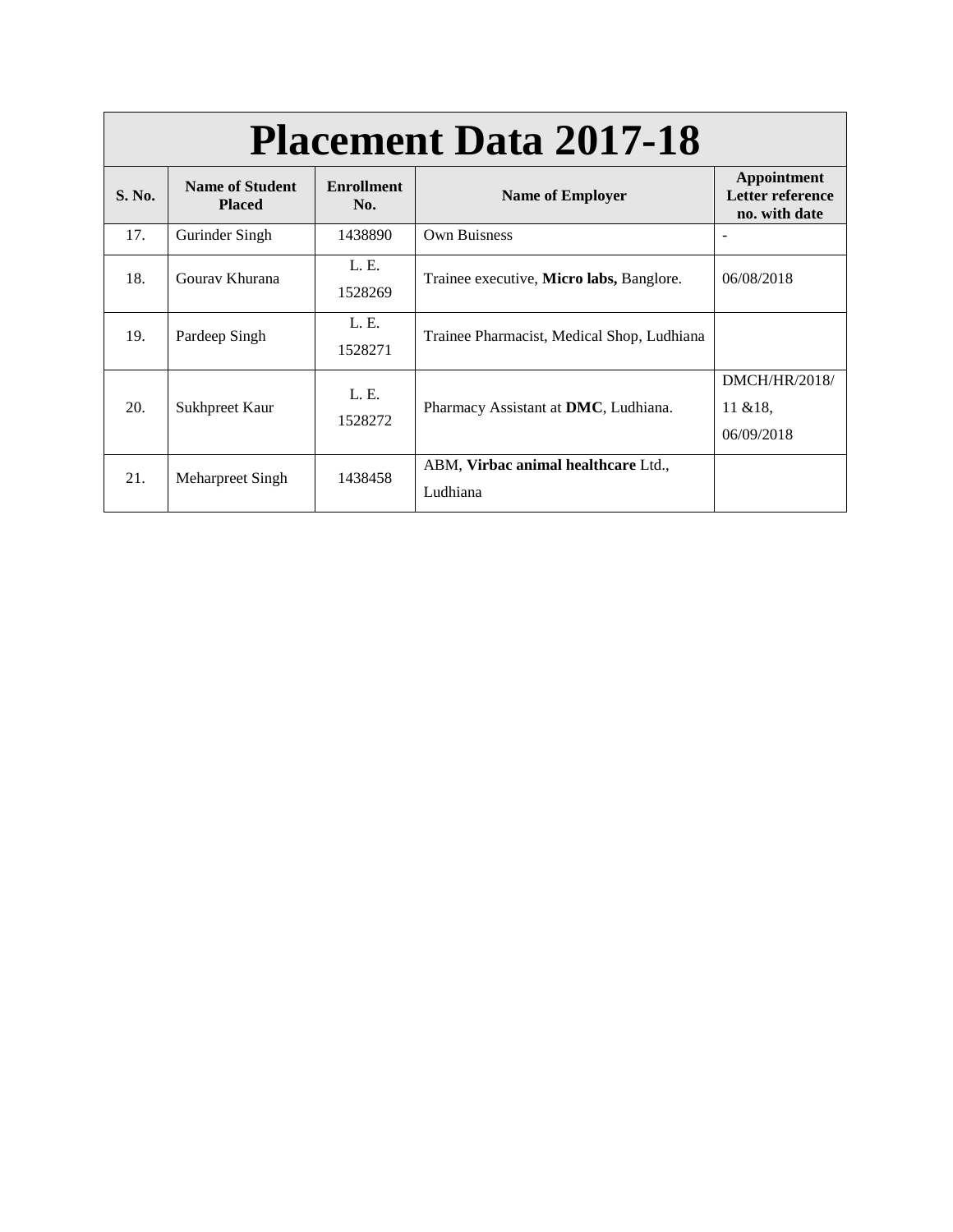# Placement Data 2017-18

| S. No. | Name of Student Placed | Enrollment No. | Name of Employer | Appointment Letter reference no. with date |
|---|---|---|---|---|
| 17. | Gurinder Singh | 1438890 | Own Buisness | - |
| 18. | Gourav Khurana | L. E. 1528269 | Trainee executive, **Micro labs,** Banglore. | 06/08/2018 |
| 19. | Pardeep Singh | L. E. 1528271 | Trainee Pharmacist, Medical Shop, Ludhiana | |
| 20. | Sukhpreet Kaur | L. E. 1528272 | Pharmacy Assistant at **DMC**, Ludhiana. | DMCH/HR/2018/ 11 &18, 06/09/2018 |
| 21. | Meharpreet Singh | 1438458 | ABM, **Virbac animal healthcare** Ltd., Ludhiana | |